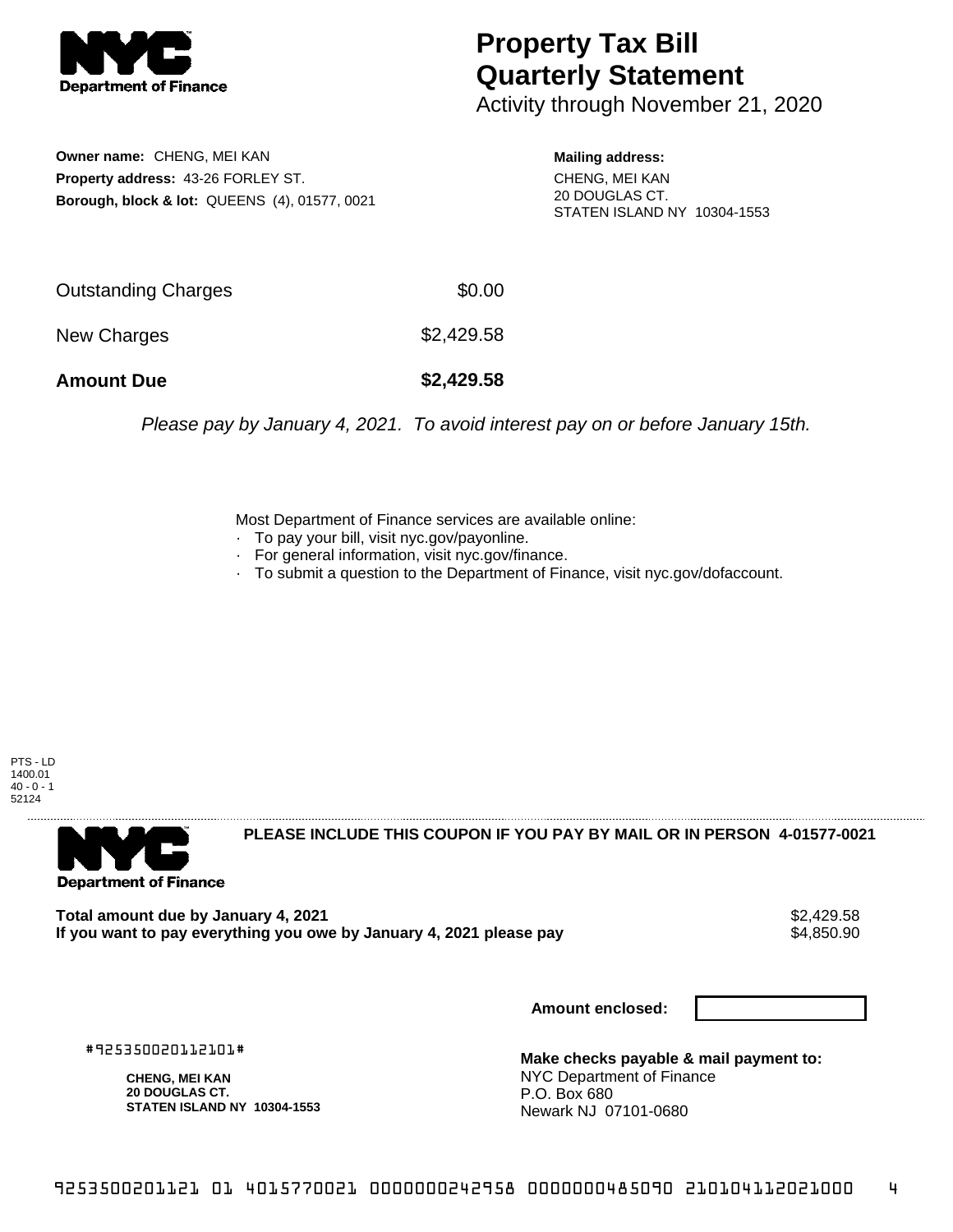**NYC Department of Finance**

# Property Tax Bill Quarterly Statement

Activity through November 21, 2020

**Owner name:** CHENG, MEI KAN
**Property address:** 43-26 FORLEY ST.
**Borough, block & lot:** QUEENS (4), 01577, 0021

**Mailing address:**
CHENG, MEI KAN
20 DOUGLAS CT.
STATEN ISLAND NY 10304-1553

| | |
|---|---|
| Outstanding Charges | $0.00 |
| New Charges | $2,429.58 |
| **Amount Due** | **$2,429.58** |

*Please pay by January 4, 2021. To avoid interest pay on or before January 15th.*

Most Department of Finance services are available online:
- To pay your bill, visit nyc.gov/payonline.
- For general information, visit nyc.gov/finance.
- To submit a question to the Department of Finance, visit nyc.gov/dofaccount.

PTS - LD
1400.01
40 - 0 - 1
52124

**NYC Department of Finance**

**PLEASE INCLUDE THIS COUPON IF YOU PAY BY MAIL OR IN PERSON 4-01577-0021**

**Total amount due by January 4, 2021** $2,429.58
**If you want to pay everything you owe by January 4, 2021 please pay** $4,850.90

**Amount enclosed:**

#925350020112101#

**CHENG, MEI KAN**
**20 DOUGLAS CT.**
**STATEN ISLAND NY 10304-1553**

**Make checks payable & mail payment to:**
NYC Department of Finance
P.O. Box 680
Newark NJ 07101-0680

9253500201121 01 4015770021 0000000242958 0000000485090 210104112021000 4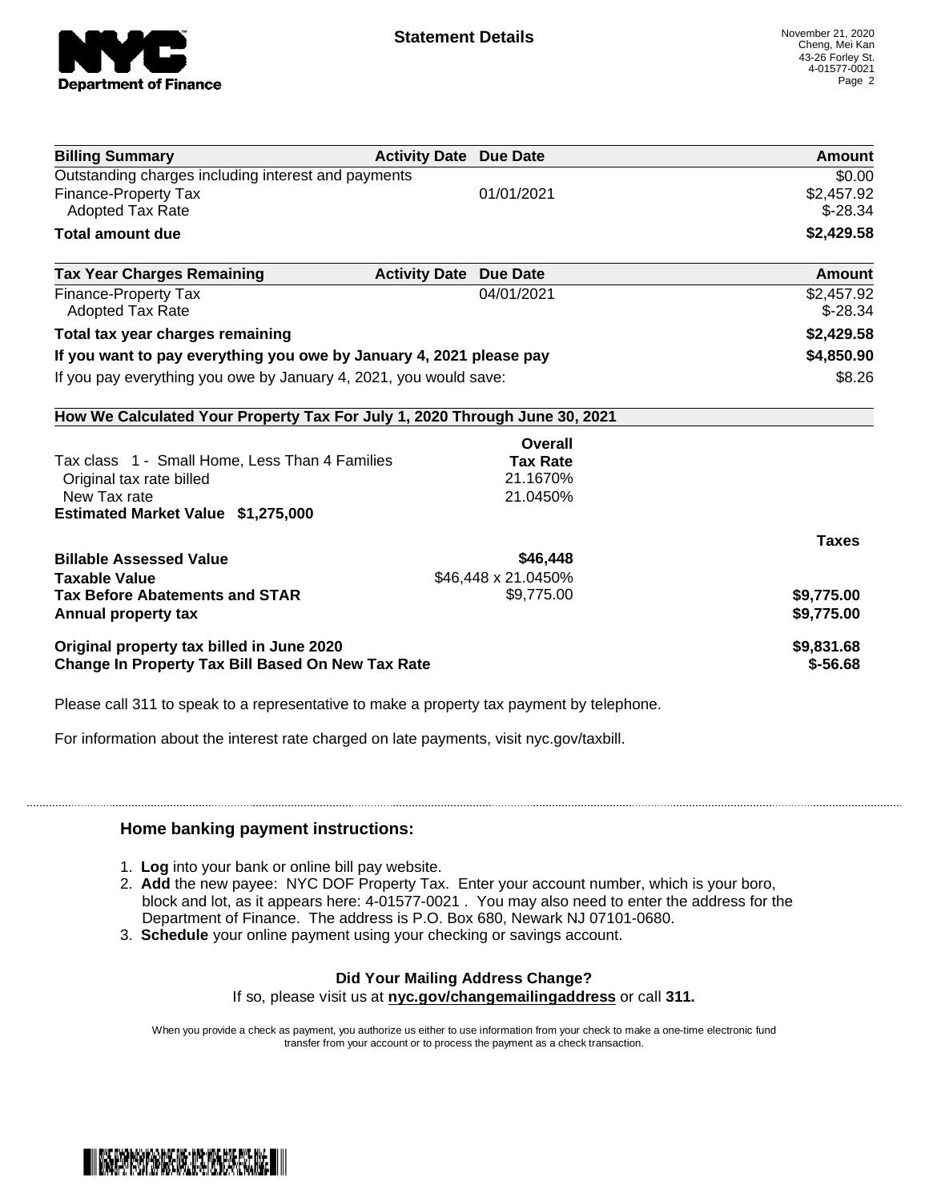Statement Details

November 21, 2020
Cheng, Mei Kan
43-26 Forley St.
4-01577-0021

| Billing Summary | Activity Date | Due Date | Amount |
|---|---|---|---|
| Outstanding charges including interest and payments | | | $0.00 |
| Finance-Property Tax | | 01/01/2021 | $2,457.92 |
| Adopted Tax Rate | | | $-28.34 |
| **Total amount due** | | | **$2,429.58** |

| Tax Year Charges Remaining | Activity Date | Due Date | Amount |
|---|---|---|---|
| Finance-Property Tax | | 04/01/2021 | $2,457.92 |
| Adopted Tax Rate | | | $-28.34 |
| **Total tax year charges remaining** | | | **$2,429.58** |
| **If you want to pay everything you owe by January 4, 2021 please pay** | | | **$4,850.90** |
| If you pay everything you owe by January 4, 2021, you would save: | | | $8.26 |

**How We Calculated Your Property Tax For July 1, 2020 Through June 30, 2021**

| | Overall Tax Rate | |
|---|---|---|
| Tax class 1 - Small Home, Less Than 4 Families | | |
| Original tax rate billed | 21.1670% | |
| New Tax rate | 21.0450% | |
| **Estimated Market Value $1,275,000** | | |
| | | **Taxes** |
| **Billable Assessed Value** | **$46,448** | |
| **Taxable Value** | $46,448 x 21.0450% | |
| **Tax Before Abatements and STAR** | $9,775.00 | **$9,775.00** |
| **Annual property tax** | | **$9,775.00** |
| **Original property tax billed in June 2020** | | **$9,831.68** |
| **Change In Property Tax Bill Based On New Tax Rate** | | **$-56.68** |

Please call 311 to speak to a representative to make a property tax payment by telephone.

For information about the interest rate charged on late payments, visit nyc.gov/taxbill.

## Home banking payment instructions:

1. **Log** into your bank or online bill pay website.
2. **Add** the new payee: NYC DOF Property Tax. Enter your account number, which is your boro, block and lot, as it appears here: 4-01577-0021 . You may also need to enter the address for the Department of Finance. The address is P.O. Box 680, Newark NJ 07101-0680.
3. **Schedule** your online payment using your checking or savings account.

**Did Your Mailing Address Change?**
If so, please visit us at **nyc.gov/changemailingaddress** or call **311.**

When you provide a check as payment, you authorize us either to use information from your check to make a one-time electronic fund transfer from your account or to process the payment as a check transaction.